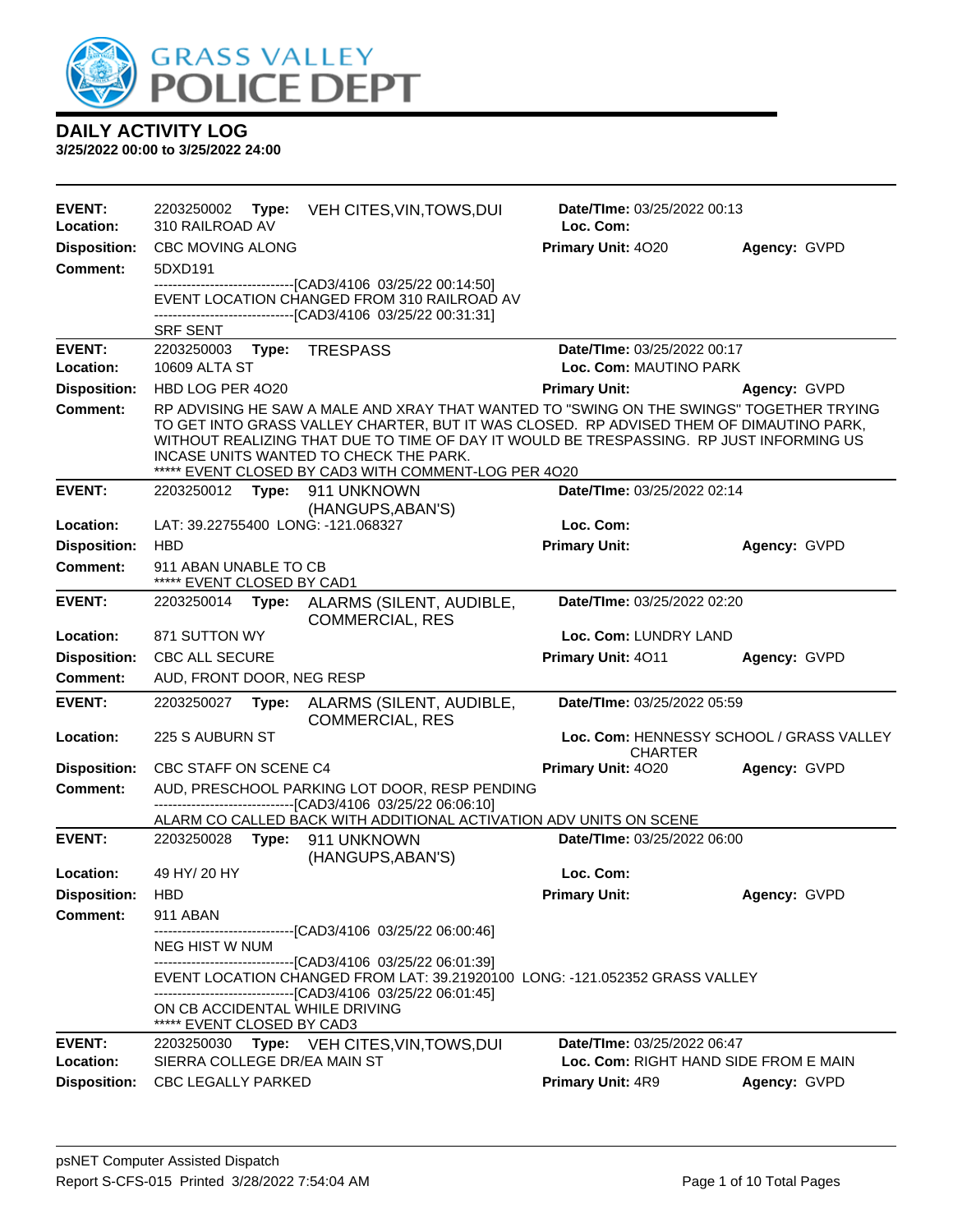GRASS VALLEY POLICE DEPT

## DAILY ACTIVITY LOG

**3/25/2022 00:00 to 3/25/2022 24:00**

| | | | |
|---|---|---|---|
| **EVENT:** 2203250002 **Type:** VEH CITES,VIN,TOWS,DUI | **Date/TIme:** 03/25/2022 00:13 | | |
| **Location:** 310 RAILROAD AV | **Loc. Com:** | | |
| **Disposition:** CBC MOVING ALONG | **Primary Unit:** 4O20 | **Agency:** GVPD | |

**Comment:** 5DXD191
------------------------------[CAD3/4106 03/25/22 00:14:50]
EVENT LOCATION CHANGED FROM 310 RAILROAD AV
------------------------------[CAD3/4106 03/25/22 00:31:31]
SRF SENT

---

**EVENT:** 2203250003 **Type:** TRESPASS — **Date/TIme:** 03/25/2022 00:17
**Location:** 10609 ALTA ST — **Loc. Com:** MAUTINO PARK
**Disposition:** HBD LOG PER 4O20 — **Primary Unit:** — **Agency:** GVPD
**Comment:** RP ADVISING HE SAW A MALE AND XRAY THAT WANTED TO "SWING ON THE SWINGS" TOGETHER TRYING TO GET INTO GRASS VALLEY CHARTER, BUT IT WAS CLOSED. RP ADVISED THEM OF DIMAUTINO PARK, WITHOUT REALIZING THAT DUE TO TIME OF DAY IT WOULD BE TRESPASSING. RP JUST INFORMING US INCASE UNITS WANTED TO CHECK THE PARK.
***** EVENT CLOSED BY CAD3 WITH COMMENT-LOG PER 4O20

---

**EVENT:** 2203250012 **Type:** 911 UNKNOWN (HANGUPS,ABAN'S) — **Date/TIme:** 03/25/2022 02:14
**Location:** LAT: 39.22755400 LONG: -121.068327 — **Loc. Com:**
**Disposition:** HBD — **Primary Unit:** — **Agency:** GVPD
**Comment:** 911 ABAN UNABLE TO CB
***** EVENT CLOSED BY CAD1

---

**EVENT:** 2203250014 **Type:** ALARMS (SILENT, AUDIBLE, COMMERCIAL, RES — **Date/TIme:** 03/25/2022 02:20
**Location:** 871 SUTTON WY — **Loc. Com:** LUNDRY LAND
**Disposition:** CBC ALL SECURE — **Primary Unit:** 4O11 — **Agency:** GVPD
**Comment:** AUD, FRONT DOOR, NEG RESP

---

**EVENT:** 2203250027 **Type:** ALARMS (SILENT, AUDIBLE, COMMERCIAL, RES — **Date/TIme:** 03/25/2022 05:59
**Location:** 225 S AUBURN ST — **Loc. Com:** HENNESSY SCHOOL / GRASS VALLEY CHARTER
**Disposition:** CBC STAFF ON SCENE C4 — **Primary Unit:** 4O20 — **Agency:** GVPD
**Comment:** AUD, PRESCHOOL PARKING LOT DOOR, RESP PENDING
------------------------------[CAD3/4106 03/25/22 06:06:10]
ALARM CO CALLED BACK WITH ADDITIONAL ACTIVATION ADV UNITS ON SCENE

---

**EVENT:** 2203250028 **Type:** 911 UNKNOWN (HANGUPS,ABAN'S) — **Date/TIme:** 03/25/2022 06:00
**Location:** 49 HY/ 20 HY — **Loc. Com:**
**Disposition:** HBD — **Primary Unit:** — **Agency:** GVPD
**Comment:** 911 ABAN
------------------------------[CAD3/4106 03/25/22 06:00:46]
NEG HIST W NUM
------------------------------[CAD3/4106 03/25/22 06:01:39]
EVENT LOCATION CHANGED FROM LAT: 39.21920100 LONG: -121.052352 GRASS VALLEY
------------------------------[CAD3/4106 03/25/22 06:01:45]
ON CB ACCIDENTAL WHILE DRIVING
***** EVENT CLOSED BY CAD3

---

**EVENT:** 2203250030 **Type:** VEH CITES,VIN,TOWS,DUI — **Date/TIme:** 03/25/2022 06:47
**Location:** SIERRA COLLEGE DR/EA MAIN ST — **Loc. Com:** RIGHT HAND SIDE FROM E MAIN
**Disposition:** CBC LEGALLY PARKED — **Primary Unit:** 4R9 — **Agency:** GVPD

psNET Computer Assisted Dispatch
Report S-CFS-015 Printed 3/28/2022 7:54:04 AM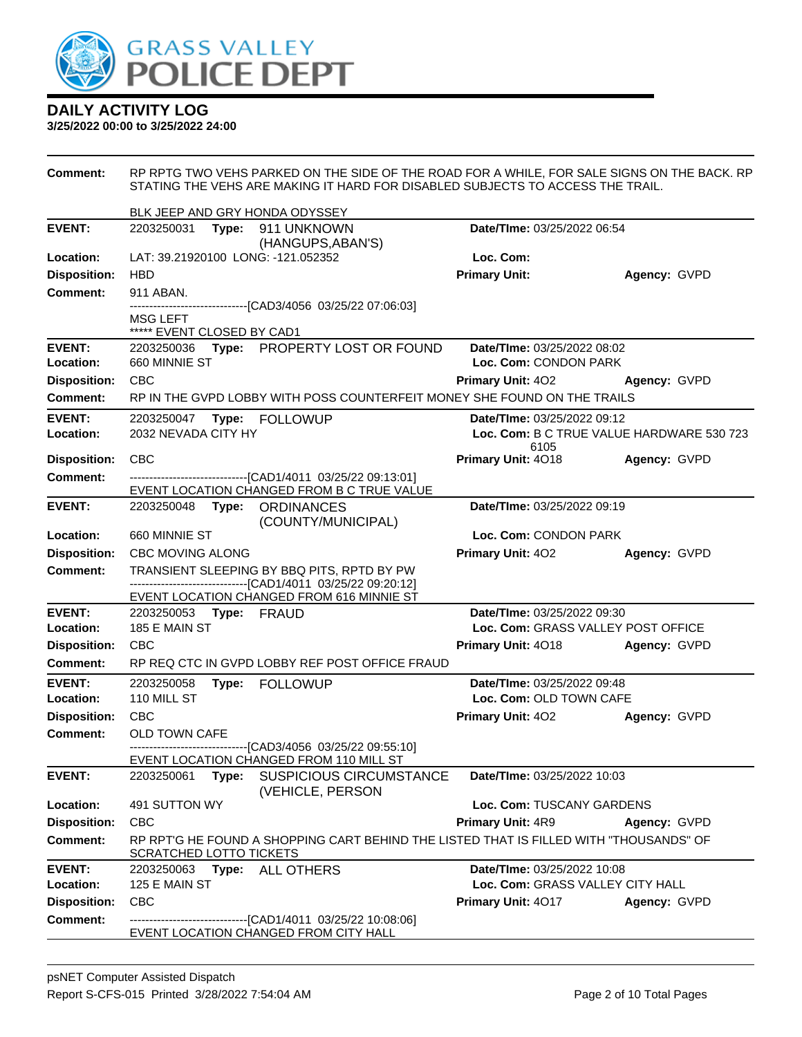# DAILY ACTIVITY LOG

**3/25/2022 00:00 to 3/25/2022 24:00**

**Comment:** RP RPTG TWO VEHS PARKED ON THE SIDE OF THE ROAD FOR A WHILE, FOR SALE SIGNS ON THE BACK. RP STATING THE VEHS ARE MAKING IT HARD FOR DISABLED SUBJECTS TO ACCESS THE TRAIL.

BLK JEEP AND GRY HONDA ODYSSEY

---

**EVENT:** 2203250031 **Type:** 911 UNKNOWN (HANGUPS,ABAN'S) **Date/TIme:** 03/25/2022 06:54
**Location:** LAT: 39.21920100 LONG: -121.052352 **Loc. Com:**
**Disposition:** HBD **Primary Unit:** **Agency:** GVPD
**Comment:** 911 ABAN.
------------------------------[CAD3/4056 03/25/22 07:06:03]
MSG LEFT
***** EVENT CLOSED BY CAD1

---

**EVENT:** 2203250036 **Type:** PROPERTY LOST OR FOUND **Date/TIme:** 03/25/2022 08:02
**Location:** 660 MINNIE ST **Loc. Com:** CONDON PARK
**Disposition:** CBC **Primary Unit:** 4O2 **Agency:** GVPD
**Comment:** RP IN THE GVPD LOBBY WITH POSS COUNTERFEIT MONEY SHE FOUND ON THE TRAILS

---

**EVENT:** 2203250047 **Type:** FOLLOWUP **Date/TIme:** 03/25/2022 09:12
**Location:** 2032 NEVADA CITY HY **Loc. Com:** B C TRUE VALUE HARDWARE 530 723 6105
**Disposition:** CBC **Primary Unit:** 4O18 **Agency:** GVPD
**Comment:** ------------------------------[CAD1/4011 03/25/22 09:13:01]
EVENT LOCATION CHANGED FROM B C TRUE VALUE

---

**EVENT:** 2203250048 **Type:** ORDINANCES (COUNTY/MUNICIPAL) **Date/TIme:** 03/25/2022 09:19
**Location:** 660 MINNIE ST **Loc. Com:** CONDON PARK
**Disposition:** CBC MOVING ALONG **Primary Unit:** 4O2 **Agency:** GVPD
**Comment:** TRANSIENT SLEEPING BY BBQ PITS, RPTD BY PW
------------------------------[CAD1/4011 03/25/22 09:20:12]
EVENT LOCATION CHANGED FROM 616 MINNIE ST

---

**EVENT:** 2203250053 **Type:** FRAUD **Date/TIme:** 03/25/2022 09:30
**Location:** 185 E MAIN ST **Loc. Com:** GRASS VALLEY POST OFFICE
**Disposition:** CBC **Primary Unit:** 4O18 **Agency:** GVPD
**Comment:** RP REQ CTC IN GVPD LOBBY REF POST OFFICE FRAUD

---

**EVENT:** 2203250058 **Type:** FOLLOWUP **Date/TIme:** 03/25/2022 09:48
**Location:** 110 MILL ST **Loc. Com:** OLD TOWN CAFE
**Disposition:** CBC **Primary Unit:** 4O2 **Agency:** GVPD
**Comment:** OLD TOWN CAFE
------------------------------[CAD3/4056 03/25/22 09:55:10]
EVENT LOCATION CHANGED FROM 110 MILL ST

---

**EVENT:** 2203250061 **Type:** SUSPICIOUS CIRCUMSTANCE (VEHICLE, PERSON **Date/TIme:** 03/25/2022 10:03
**Location:** 491 SUTTON WY **Loc. Com:** TUSCANY GARDENS
**Disposition:** CBC **Primary Unit:** 4R9 **Agency:** GVPD
**Comment:** RP RPT'G HE FOUND A SHOPPING CART BEHIND THE LISTED THAT IS FILLED WITH "THOUSANDS" OF SCRATCHED LOTTO TICKETS

---

**EVENT:** 2203250063 **Type:** ALL OTHERS **Date/TIme:** 03/25/2022 10:08
**Location:** 125 E MAIN ST **Loc. Com:** GRASS VALLEY CITY HALL
**Disposition:** CBC **Primary Unit:** 4O17 **Agency:** GVPD
**Comment:** ------------------------------[CAD1/4011 03/25/22 10:08:06]
EVENT LOCATION CHANGED FROM CITY HALL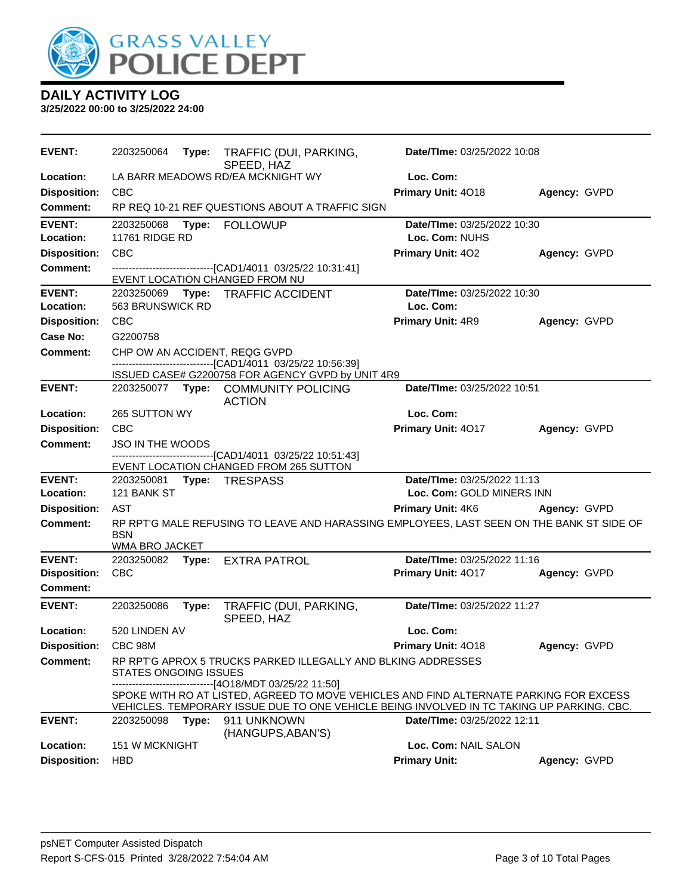GRASS VALLEY POLICE DEPT

## DAILY ACTIVITY LOG

**3/25/2022 00:00 to 3/25/2022 24:00**

---

**EVENT:** 2203250064 **Type:** TRAFFIC (DUI, PARKING, SPEED, HAZ **Date/TIme:** 03/25/2022 10:08
**Location:** LA BARR MEADOWS RD/EA MCKNIGHT WY **Loc. Com:**
**Disposition:** CBC **Primary Unit:** 4O18 **Agency:** GVPD
**Comment:** RP REQ 10-21 REF QUESTIONS ABOUT A TRAFFIC SIGN

---

**EVENT:** 2203250068 **Type:** FOLLOWUP **Date/TIme:** 03/25/2022 10:30
**Location:** 11761 RIDGE RD **Loc. Com:** NUHS
**Disposition:** CBC **Primary Unit:** 4O2 **Agency:** GVPD
**Comment:** ------------------------------[CAD1/4011 03/25/22 10:31:41]
EVENT LOCATION CHANGED FROM NU

---

**EVENT:** 2203250069 **Type:** TRAFFIC ACCIDENT **Date/TIme:** 03/25/2022 10:30
**Location:** 563 BRUNSWICK RD **Loc. Com:**
**Disposition:** CBC **Primary Unit:** 4R9 **Agency:** GVPD
**Case No:** G2200758
**Comment:** CHP OW AN ACCIDENT, REQG GVPD
------------------------------[CAD1/4011 03/25/22 10:56:39]
ISSUED CASE# G2200758 FOR AGENCY GVPD by UNIT 4R9

---

**EVENT:** 2203250077 **Type:** COMMUNITY POLICING ACTION **Date/TIme:** 03/25/2022 10:51
**Location:** 265 SUTTON WY **Loc. Com:**
**Disposition:** CBC **Primary Unit:** 4O17 **Agency:** GVPD
**Comment:** JSO IN THE WOODS
------------------------------[CAD1/4011 03/25/22 10:51:43]
EVENT LOCATION CHANGED FROM 265 SUTTON

---

**EVENT:** 2203250081 **Type:** TRESPASS **Date/TIme:** 03/25/2022 11:13
**Location:** 121 BANK ST **Loc. Com:** GOLD MINERS INN
**Disposition:** AST **Primary Unit:** 4K6 **Agency:** GVPD
**Comment:** RP RPT'G MALE REFUSING TO LEAVE AND HARASSING EMPLOYEES, LAST SEEN ON THE BANK ST SIDE OF BSN
WMA BRO JACKET

---

**EVENT:** 2203250082 **Type:** EXTRA PATROL **Date/TIme:** 03/25/2022 11:16
**Disposition:** CBC **Primary Unit:** 4O17 **Agency:** GVPD
**Comment:**

---

**EVENT:** 2203250086 **Type:** TRAFFIC (DUI, PARKING, SPEED, HAZ **Date/TIme:** 03/25/2022 11:27
**Location:** 520 LINDEN AV **Loc. Com:**
**Disposition:** CBC 98M **Primary Unit:** 4O18 **Agency:** GVPD
**Comment:** RP RPT'G APROX 5 TRUCKS PARKED ILLEGALLY AND BLKING ADDRESSES
STATES ONGOING ISSUES
------------------------------[4O18/MDT 03/25/22 11:50]
SPOKE WITH RO AT LISTED, AGREED TO MOVE VEHICLES AND FIND ALTERNATE PARKING FOR EXCESS VEHICLES. TEMPORARY ISSUE DUE TO ONE VEHICLE BEING INVOLVED IN TC TAKING UP PARKING. CBC.

---

**EVENT:** 2203250098 **Type:** 911 UNKNOWN (HANGUPS,ABAN'S) **Date/TIme:** 03/25/2022 12:11
**Location:** 151 W MCKNIGHT **Loc. Com:** NAIL SALON
**Disposition:** HBD **Primary Unit:** **Agency:** GVPD

---

psNET Computer Assisted Dispatch
Report S-CFS-015 Printed 3/28/2022 7:54:04 AM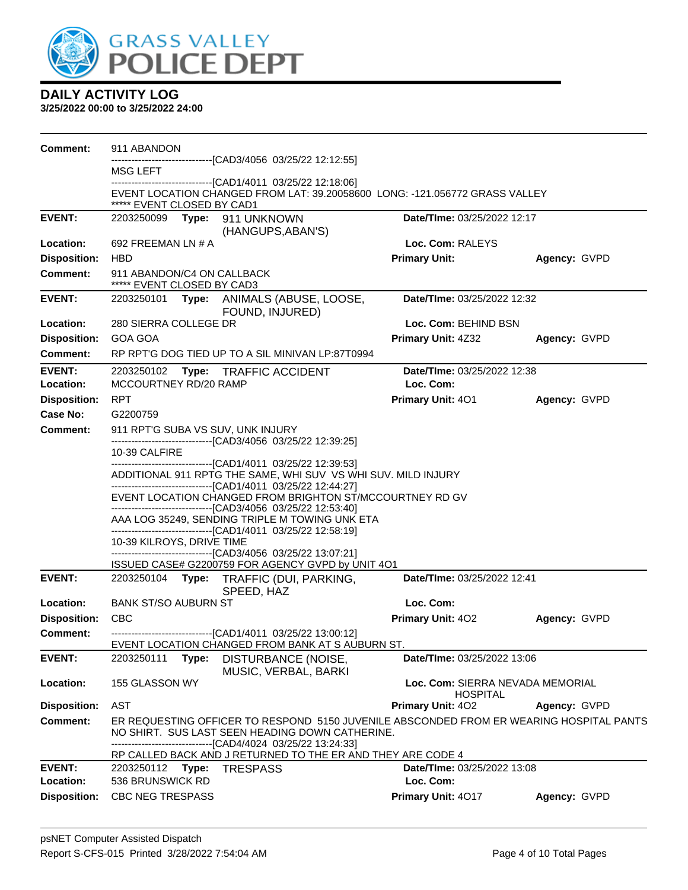**GRASS VALLEY POLICE DEPT**

## DAILY ACTIVITY LOG

**3/25/2022 00:00 to 3/25/2022 24:00**

**Comment:** 911 ABANDON
------------------------------[CAD3/4056 03/25/22 12:12:55]
MSG LEFT
------------------------------[CAD1/4011 03/25/22 12:18:06]
EVENT LOCATION CHANGED FROM LAT: 39.20058600 LONG: -121.056772 GRASS VALLEY
***** EVENT CLOSED BY CAD1

---

**EVENT:** 2203250099 **Type:** 911 UNKNOWN (HANGUPS,ABAN'S) **Date/TIme:** 03/25/2022 12:17
**Location:** 692 FREEMAN LN # A **Loc. Com:** RALEYS
**Disposition:** HBD **Primary Unit:** **Agency:** GVPD
**Comment:** 911 ABANDON/C4 ON CALLBACK
***** EVENT CLOSED BY CAD3

---

**EVENT:** 2203250101 **Type:** ANIMALS (ABUSE, LOOSE, FOUND, INJURED) **Date/TIme:** 03/25/2022 12:32
**Location:** 280 SIERRA COLLEGE DR **Loc. Com:** BEHIND BSN
**Disposition:** GOA GOA **Primary Unit:** 4Z32 **Agency:** GVPD
**Comment:** RP RPT'G DOG TIED UP TO A SIL MINIVAN LP:87T0994

---

**EVENT:** 2203250102 **Type:** TRAFFIC ACCIDENT **Date/TIme:** 03/25/2022 12:38
**Location:** MCCOURTNEY RD/20 RAMP **Loc. Com:**
**Disposition:** RPT **Primary Unit:** 4O1 **Agency:** GVPD
**Case No:** G2200759
**Comment:** 911 RPT'G SUBA VS SUV, UNK INJURY
------------------------------[CAD3/4056 03/25/22 12:39:25]
10-39 CALFIRE
------------------------------[CAD1/4011 03/25/22 12:39:53]
ADDITIONAL 911 RPTG THE SAME, WHI SUV VS WHI SUV. MILD INJURY
------------------------------[CAD1/4011 03/25/22 12:44:27]
EVENT LOCATION CHANGED FROM BRIGHTON ST/MCCOURTNEY RD GV
------------------------------[CAD3/4056 03/25/22 12:53:40]
AAA LOG 35249, SENDING TRIPLE M TOWING UNK ETA
------------------------------[CAD1/4011 03/25/22 12:58:19]
10-39 KILROYS, DRIVE TIME
------------------------------[CAD3/4056 03/25/22 13:07:21]
ISSUED CASE# G2200759 FOR AGENCY GVPD by UNIT 4O1

---

**EVENT:** 2203250104 **Type:** TRAFFIC (DUI, PARKING, SPEED, HAZ **Date/TIme:** 03/25/2022 12:41
**Location:** BANK ST/SO AUBURN ST **Loc. Com:**
**Disposition:** CBC **Primary Unit:** 4O2 **Agency:** GVPD
**Comment:** ------------------------------[CAD1/4011 03/25/22 13:00:12]
EVENT LOCATION CHANGED FROM BANK AT S AUBURN ST.

---

**EVENT:** 2203250111 **Type:** DISTURBANCE (NOISE, MUSIC, VERBAL, BARKI **Date/TIme:** 03/25/2022 13:06
**Location:** 155 GLASSON WY **Loc. Com:** SIERRA NEVADA MEMORIAL HOSPITAL
**Disposition:** AST **Primary Unit:** 4O2 **Agency:** GVPD
**Comment:** ER REQUESTING OFFICER TO RESPOND 5150 JUVENILE ABSCONDED FROM ER WEARING HOSPITAL PANTS NO SHIRT. SUS LAST SEEN HEADING DOWN CATHERINE.
------------------------------[CAD4/4024 03/25/22 13:24:33]
RP CALLED BACK AND J RETURNED TO THE ER AND THEY ARE CODE 4

---

**EVENT:** 2203250112 **Type:** TRESPASS **Date/TIme:** 03/25/2022 13:08
**Location:** 536 BRUNSWICK RD **Loc. Com:**
**Disposition:** CBC NEG TRESPASS **Primary Unit:** 4O17 **Agency:** GVPD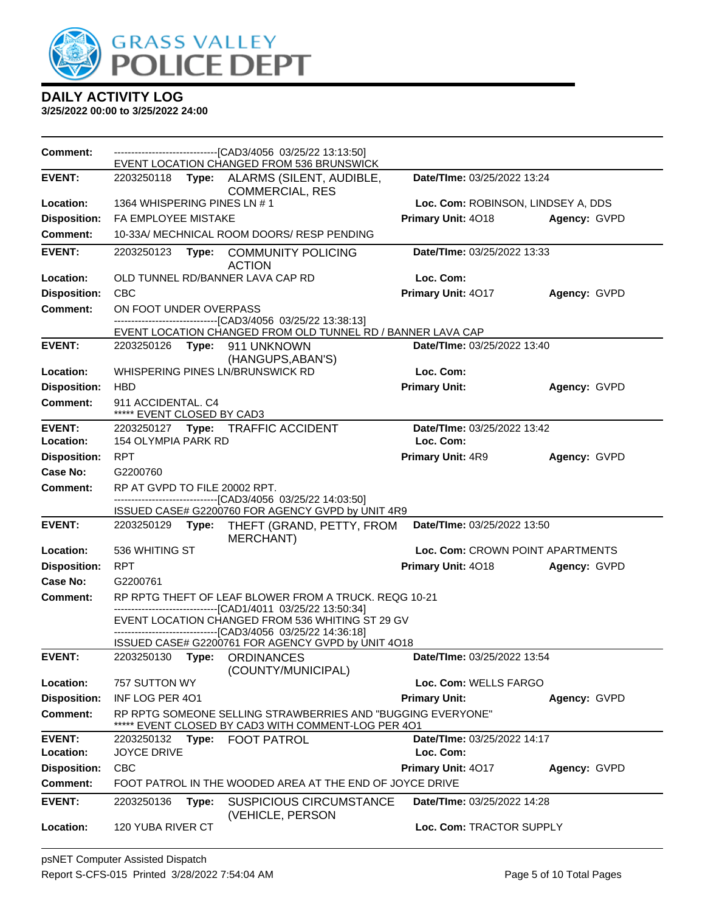# DAILY ACTIVITY LOG

**3/25/2022 00:00 to 3/25/2022 24:00**

**Comment:** ------------------------------[CAD3/4056 03/25/22 13:13:50]
EVENT LOCATION CHANGED FROM 536 BRUNSWICK

---

**EVENT:** 2203250118 **Type:** ALARMS (SILENT, AUDIBLE, COMMERCIAL, RES **Date/TIme:** 03/25/2022 13:24
**Location:** 1364 WHISPERING PINES LN # 1 **Loc. Com:** ROBINSON, LINDSEY A, DDS
**Disposition:** FA EMPLOYEE MISTAKE **Primary Unit:** 4O18 **Agency:** GVPD
**Comment:** 10-33A/ MECHNICAL ROOM DOORS/ RESP PENDING

---

**EVENT:** 2203250123 **Type:** COMMUNITY POLICING ACTION **Date/TIme:** 03/25/2022 13:33
**Location:** OLD TUNNEL RD/BANNER LAVA CAP RD **Loc. Com:**
**Disposition:** CBC **Primary Unit:** 4O17 **Agency:** GVPD
**Comment:** ON FOOT UNDER OVERPASS
------------------------------[CAD3/4056 03/25/22 13:38:13]
EVENT LOCATION CHANGED FROM OLD TUNNEL RD / BANNER LAVA CAP

---

**EVENT:** 2203250126 **Type:** 911 UNKNOWN (HANGUPS,ABAN'S) **Date/TIme:** 03/25/2022 13:40
**Location:** WHISPERING PINES LN/BRUNSWICK RD **Loc. Com:**
**Disposition:** HBD **Primary Unit:** **Agency:** GVPD
**Comment:** 911 ACCIDENTAL. C4
***** EVENT CLOSED BY CAD3

---

**EVENT:** 2203250127 **Type:** TRAFFIC ACCIDENT **Date/TIme:** 03/25/2022 13:42
**Location:** 154 OLYMPIA PARK RD **Loc. Com:**
**Disposition:** RPT **Primary Unit:** 4R9 **Agency:** GVPD
**Case No:** G2200760
**Comment:** RP AT GVPD TO FILE 20002 RPT.
------------------------------[CAD3/4056 03/25/22 14:03:50]
ISSUED CASE# G2200760 FOR AGENCY GVPD by UNIT 4R9

---

**EVENT:** 2203250129 **Type:** THEFT (GRAND, PETTY, FROM MERCHANT) **Date/TIme:** 03/25/2022 13:50
**Location:** 536 WHITING ST **Loc. Com:** CROWN POINT APARTMENTS
**Disposition:** RPT **Primary Unit:** 4O18 **Agency:** GVPD
**Case No:** G2200761
**Comment:** RP RPTG THEFT OF LEAF BLOWER FROM A TRUCK. REQG 10-21
------------------------------[CAD1/4011 03/25/22 13:50:34]
EVENT LOCATION CHANGED FROM 536 WHITING ST 29 GV
------------------------------[CAD3/4056 03/25/22 14:36:18]
ISSUED CASE# G2200761 FOR AGENCY GVPD by UNIT 4O18

---

**EVENT:** 2203250130 **Type:** ORDINANCES (COUNTY/MUNICIPAL) **Date/TIme:** 03/25/2022 13:54
**Location:** 757 SUTTON WY **Loc. Com:** WELLS FARGO
**Disposition:** INF LOG PER 4O1 **Primary Unit:** **Agency:** GVPD
**Comment:** RP RPTG SOMEONE SELLING STRAWBERRIES AND "BUGGING EVERYONE"
***** EVENT CLOSED BY CAD3 WITH COMMENT-LOG PER 4O1

---

**EVENT:** 2203250132 **Type:** FOOT PATROL **Date/TIme:** 03/25/2022 14:17
**Location:** JOYCE DRIVE **Loc. Com:**
**Disposition:** CBC **Primary Unit:** 4O17 **Agency:** GVPD
**Comment:** FOOT PATROL IN THE WOODED AREA AT THE END OF JOYCE DRIVE

---

**EVENT:** 2203250136 **Type:** SUSPICIOUS CIRCUMSTANCE (VEHICLE, PERSON **Date/TIme:** 03/25/2022 14:28
**Location:** 120 YUBA RIVER CT **Loc. Com:** TRACTOR SUPPLY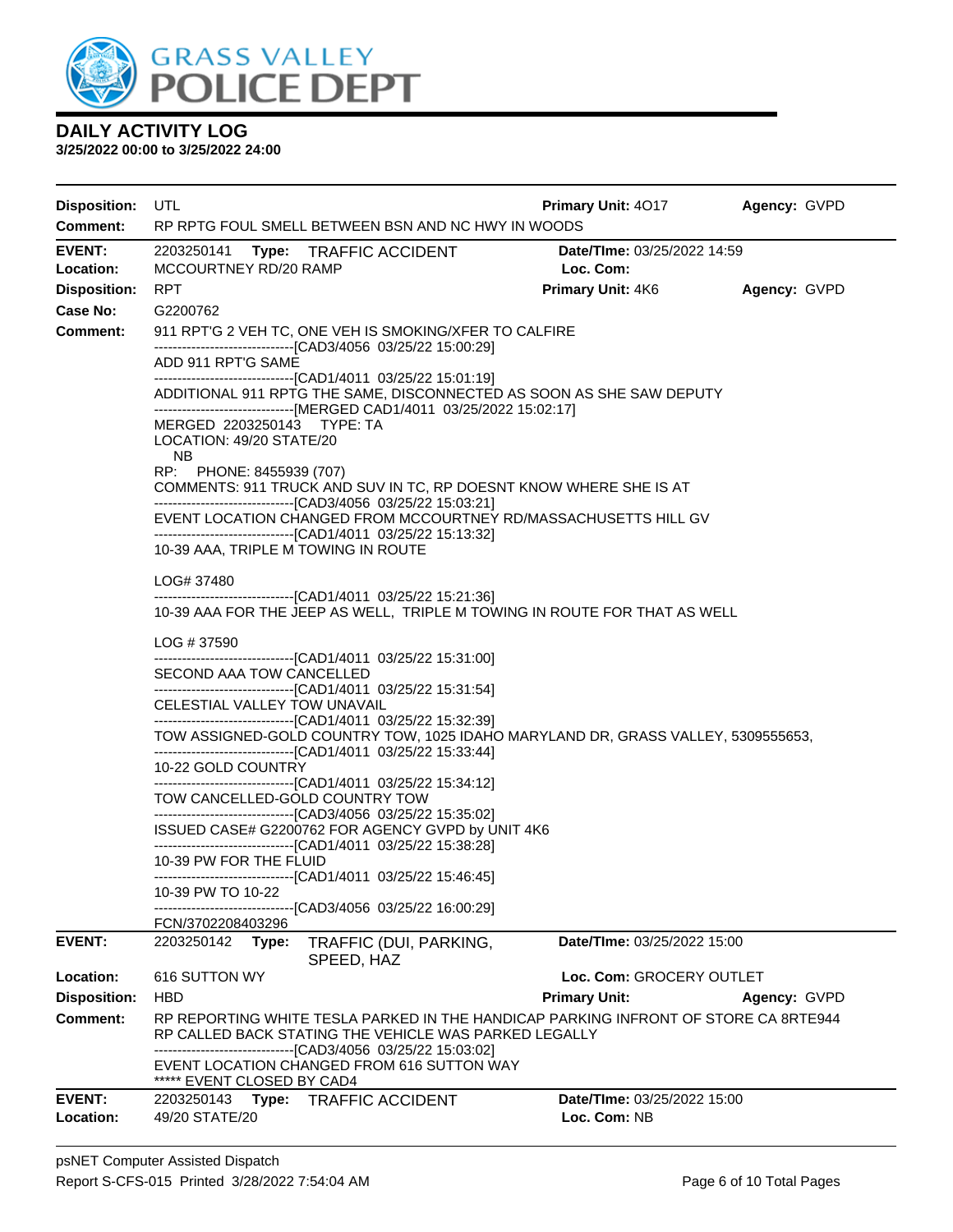# GRASS VALLEY POLICE DEPT

## DAILY ACTIVITY LOG

**3/25/2022 00:00 to 3/25/2022 24:00**

**Disposition:** UTL **Primary Unit:** 4O17 **Agency:** GVPD
**Comment:** RP RPTG FOUL SMELL BETWEEN BSN AND NC HWY IN WOODS

---

**EVENT:** 2203250141 **Type:** TRAFFIC ACCIDENT **Date/TIme:** 03/25/2022 14:59
**Location:** MCCOURTNEY RD/20 RAMP **Loc. Com:**
**Disposition:** RPT **Primary Unit:** 4K6 **Agency:** GVPD
**Case No:** G2200762
**Comment:** 911 RPT'G 2 VEH TC, ONE VEH IS SMOKING/XFER TO CALFIRE
------------------------------[CAD3/4056 03/25/22 15:00:29]
ADD 911 RPT'G SAME
------------------------------[CAD1/4011 03/25/22 15:01:19]
ADDITIONAL 911 RPTG THE SAME, DISCONNECTED AS SOON AS SHE SAW DEPUTY
------------------------------[MERGED CAD1/4011 03/25/2022 15:02:17]
MERGED 2203250143 TYPE: TA
LOCATION: 49/20 STATE/20
NB
RP: PHONE: 8455939 (707)
COMMENTS: 911 TRUCK AND SUV IN TC, RP DOESNT KNOW WHERE SHE IS AT
------------------------------[CAD3/4056 03/25/22 15:03:21]
EVENT LOCATION CHANGED FROM MCCOURTNEY RD/MASSACHUSETTS HILL GV
------------------------------[CAD1/4011 03/25/22 15:13:32]
10-39 AAA, TRIPLE M TOWING IN ROUTE

LOG# 37480
------------------------------[CAD1/4011 03/25/22 15:21:36]
10-39 AAA FOR THE JEEP AS WELL, TRIPLE M TOWING IN ROUTE FOR THAT AS WELL

LOG # 37590
------------------------------[CAD1/4011 03/25/22 15:31:00]
SECOND AAA TOW CANCELLED
------------------------------[CAD1/4011 03/25/22 15:31:54]
CELESTIAL VALLEY TOW UNAVAIL
------------------------------[CAD1/4011 03/25/22 15:32:39]
TOW ASSIGNED-GOLD COUNTRY TOW, 1025 IDAHO MARYLAND DR, GRASS VALLEY, 5309555653,
------------------------------[CAD1/4011 03/25/22 15:33:44]
10-22 GOLD COUNTRY
------------------------------[CAD1/4011 03/25/22 15:34:12]
TOW CANCELLED-GOLD COUNTRY TOW
------------------------------[CAD3/4056 03/25/22 15:35:02]
ISSUED CASE# G2200762 FOR AGENCY GVPD by UNIT 4K6
------------------------------[CAD1/4011 03/25/22 15:38:28]
10-39 PW FOR THE FLUID
------------------------------[CAD1/4011 03/25/22 15:46:45]
10-39 PW TO 10-22
------------------------------[CAD3/4056 03/25/22 16:00:29]
FCN/3702208403296

---

**EVENT:** 2203250142 **Type:** TRAFFIC (DUI, PARKING, SPEED, HAZ **Date/TIme:** 03/25/2022 15:00
**Location:** 616 SUTTON WY **Loc. Com:** GROCERY OUTLET
**Disposition:** HBD **Primary Unit:** **Agency:** GVPD
**Comment:** RP REPORTING WHITE TESLA PARKED IN THE HANDICAP PARKING INFRONT OF STORE CA 8RTE944
RP CALLED BACK STATING THE VEHICLE WAS PARKED LEGALLY
------------------------------[CAD3/4056 03/25/22 15:03:02]
EVENT LOCATION CHANGED FROM 616 SUTTON WAY
***** EVENT CLOSED BY CAD4

---

**EVENT:** 2203250143 **Type:** TRAFFIC ACCIDENT **Date/TIme:** 03/25/2022 15:00
**Location:** 49/20 STATE/20 **Loc. Com:** NB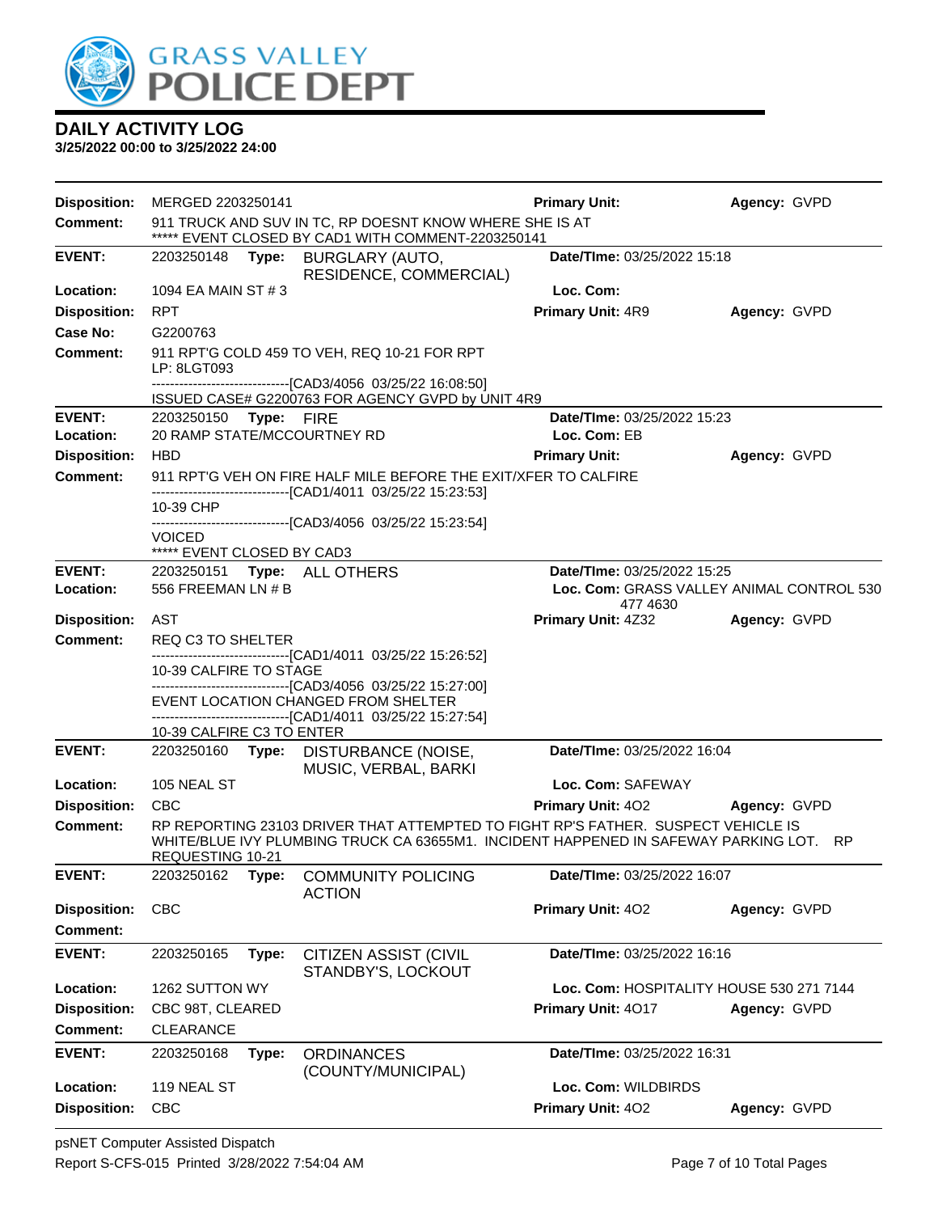## DAILY ACTIVITY LOG

**3/25/2022 00:00 to 3/25/2022 24:00**

**Disposition:** MERGED 2203250141 | **Primary Unit:** | **Agency:** GVPD

**Comment:** 911 TRUCK AND SUV IN TC, RP DOESNT KNOW WHERE SHE IS AT
***** EVENT CLOSED BY CAD1 WITH COMMENT-2203250141

---

**EVENT:** 2203250148 **Type:** BURGLARY (AUTO, RESIDENCE, COMMERCIAL) | **Date/TIme:** 03/25/2022 15:18

**Location:** 1094 EA MAIN ST # 3 | **Loc. Com:**

**Disposition:** RPT | **Primary Unit:** 4R9 | **Agency:** GVPD

**Case No:** G2200763

**Comment:** 911 RPT'G COLD 459 TO VEH, REQ 10-21 FOR RPT
LP: 8LGT093
------------------------------[CAD3/4056 03/25/22 16:08:50]
ISSUED CASE# G2200763 FOR AGENCY GVPD by UNIT 4R9

---

**EVENT:** 2203250150 **Type:** FIRE | **Date/TIme:** 03/25/2022 15:23

**Location:** 20 RAMP STATE/MCCOURTNEY RD | **Loc. Com:** EB

**Disposition:** HBD | **Primary Unit:** | **Agency:** GVPD

**Comment:** 911 RPT'G VEH ON FIRE HALF MILE BEFORE THE EXIT/XFER TO CALFIRE
------------------------------[CAD1/4011 03/25/22 15:23:53]
10-39 CHP
------------------------------[CAD3/4056 03/25/22 15:23:54]
VOICED
***** EVENT CLOSED BY CAD3

---

**EVENT:** 2203250151 **Type:** ALL OTHERS | **Date/TIme:** 03/25/2022 15:25

**Location:** 556 FREEMAN LN # B | **Loc. Com:** GRASS VALLEY ANIMAL CONTROL 530 477 4630

**Disposition:** AST | **Primary Unit:** 4Z32 | **Agency:** GVPD

**Comment:** REQ C3 TO SHELTER
------------------------------[CAD1/4011 03/25/22 15:26:52]
10-39 CALFIRE TO STAGE
------------------------------[CAD3/4056 03/25/22 15:27:00]
EVENT LOCATION CHANGED FROM SHELTER
------------------------------[CAD1/4011 03/25/22 15:27:54]
10-39 CALFIRE C3 TO ENTER

---

**EVENT:** 2203250160 **Type:** DISTURBANCE (NOISE, MUSIC, VERBAL, BARKI | **Date/TIme:** 03/25/2022 16:04

**Location:** 105 NEAL ST | **Loc. Com:** SAFEWAY

**Disposition:** CBC | **Primary Unit:** 4O2 | **Agency:** GVPD

**Comment:** RP REPORTING 23103 DRIVER THAT ATTEMPTED TO FIGHT RP'S FATHER. SUSPECT VEHICLE IS WHITE/BLUE IVY PLUMBING TRUCK CA 63655M1. INCIDENT HAPPENED IN SAFEWAY PARKING LOT. RP REQUESTING 10-21

---

**EVENT:** 2203250162 **Type:** COMMUNITY POLICING ACTION | **Date/TIme:** 03/25/2022 16:07

**Disposition:** CBC | **Primary Unit:** 4O2 | **Agency:** GVPD

**Comment:**

---

**EVENT:** 2203250165 **Type:** CITIZEN ASSIST (CIVIL STANDBY'S, LOCKOUT | **Date/TIme:** 03/25/2022 16:16

**Location:** 1262 SUTTON WY | **Loc. Com:** HOSPITALITY HOUSE 530 271 7144

**Disposition:** CBC 98T, CLEARED | **Primary Unit:** 4O17 | **Agency:** GVPD

**Comment:** CLEARANCE

---

**EVENT:** 2203250168 **Type:** ORDINANCES (COUNTY/MUNICIPAL) | **Date/TIme:** 03/25/2022 16:31

**Location:** 119 NEAL ST | **Loc. Com:** WILDBIRDS

**Disposition:** CBC | **Primary Unit:** 4O2 | **Agency:** GVPD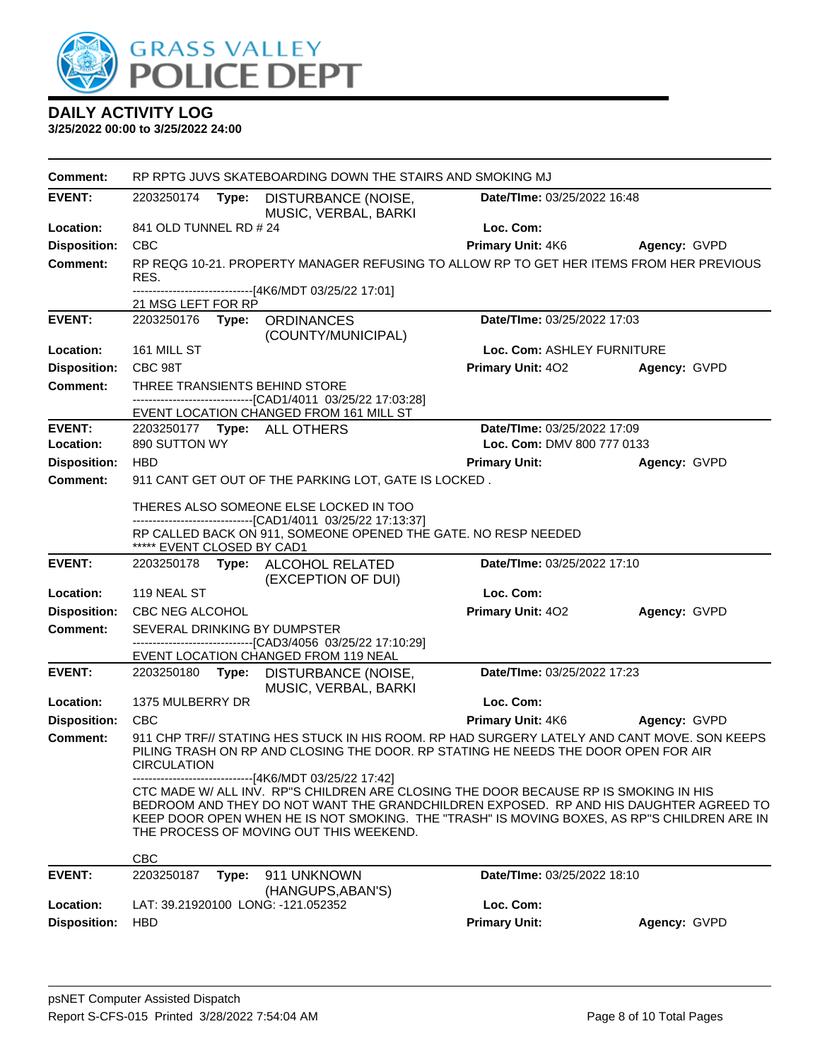# GRASS VALLEY POLICE DEPT

## DAILY ACTIVITY LOG

**3/25/2022 00:00 to 3/25/2022 24:00**

**Comment:** RP RPTG JUVS SKATEBOARDING DOWN THE STAIRS AND SMOKING MJ

---

**EVENT:** 2203250174 **Type:** DISTURBANCE (NOISE, MUSIC, VERBAL, BARKI **Date/TIme:** 03/25/2022 16:48
**Location:** 841 OLD TUNNEL RD # 24 **Loc. Com:**
**Disposition:** CBC **Primary Unit:** 4K6 **Agency:** GVPD
**Comment:** RP REQG 10-21. PROPERTY MANAGER REFUSING TO ALLOW RP TO GET HER ITEMS FROM HER PREVIOUS RES.
------------------------------[4K6/MDT 03/25/22 17:01]
21 MSG LEFT FOR RP

---

**EVENT:** 2203250176 **Type:** ORDINANCES (COUNTY/MUNICIPAL) **Date/TIme:** 03/25/2022 17:03
**Location:** 161 MILL ST **Loc. Com:** ASHLEY FURNITURE
**Disposition:** CBC 98T **Primary Unit:** 4O2 **Agency:** GVPD
**Comment:** THREE TRANSIENTS BEHIND STORE
------------------------------[CAD1/4011 03/25/22 17:03:28]
EVENT LOCATION CHANGED FROM 161 MILL ST

---

**EVENT:** 2203250177 **Type:** ALL OTHERS **Date/TIme:** 03/25/2022 17:09
**Location:** 890 SUTTON WY **Loc. Com:** DMV 800 777 0133
**Disposition:** HBD **Primary Unit:** **Agency:** GVPD
**Comment:** 911 CANT GET OUT OF THE PARKING LOT, GATE IS LOCKED .

THERES ALSO SOMEONE ELSE LOCKED IN TOO
------------------------------[CAD1/4011 03/25/22 17:13:37]
RP CALLED BACK ON 911, SOMEONE OPENED THE GATE. NO RESP NEEDED
***** EVENT CLOSED BY CAD1

---

**EVENT:** 2203250178 **Type:** ALCOHOL RELATED (EXCEPTION OF DUI) **Date/TIme:** 03/25/2022 17:10
**Location:** 119 NEAL ST **Loc. Com:**
**Disposition:** CBC NEG ALCOHOL **Primary Unit:** 4O2 **Agency:** GVPD
**Comment:** SEVERAL DRINKING BY DUMPSTER
------------------------------[CAD3/4056 03/25/22 17:10:29]
EVENT LOCATION CHANGED FROM 119 NEAL

---

**EVENT:** 2203250180 **Type:** DISTURBANCE (NOISE, MUSIC, VERBAL, BARKI **Date/TIme:** 03/25/2022 17:23
**Location:** 1375 MULBERRY DR **Loc. Com:**
**Disposition:** CBC **Primary Unit:** 4K6 **Agency:** GVPD
**Comment:** 911 CHP TRF// STATING HES STUCK IN HIS ROOM. RP HAD SURGERY LATELY AND CANT MOVE. SON KEEPS PILING TRASH ON RP AND CLOSING THE DOOR. RP STATING HE NEEDS THE DOOR OPEN FOR AIR CIRCULATION
------------------------------[4K6/MDT 03/25/22 17:42]
CTC MADE W/ ALL INV. RP"S CHILDREN ARE CLOSING THE DOOR BECAUSE RP IS SMOKING IN HIS BEDROOM AND THEY DO NOT WANT THE GRANDCHILDREN EXPOSED. RP AND HIS DAUGHTER AGREED TO KEEP DOOR OPEN WHEN HE IS NOT SMOKING. THE "TRASH" IS MOVING BOXES, AS RP"S CHILDREN ARE IN THE PROCESS OF MOVING OUT THIS WEEKEND.

CBC

---

**EVENT:** 2203250187 **Type:** 911 UNKNOWN (HANGUPS,ABAN'S) **Date/TIme:** 03/25/2022 18:10
**Location:** LAT: 39.21920100 LONG: -121.052352 **Loc. Com:**
**Disposition:** HBD **Primary Unit:** **Agency:** GVPD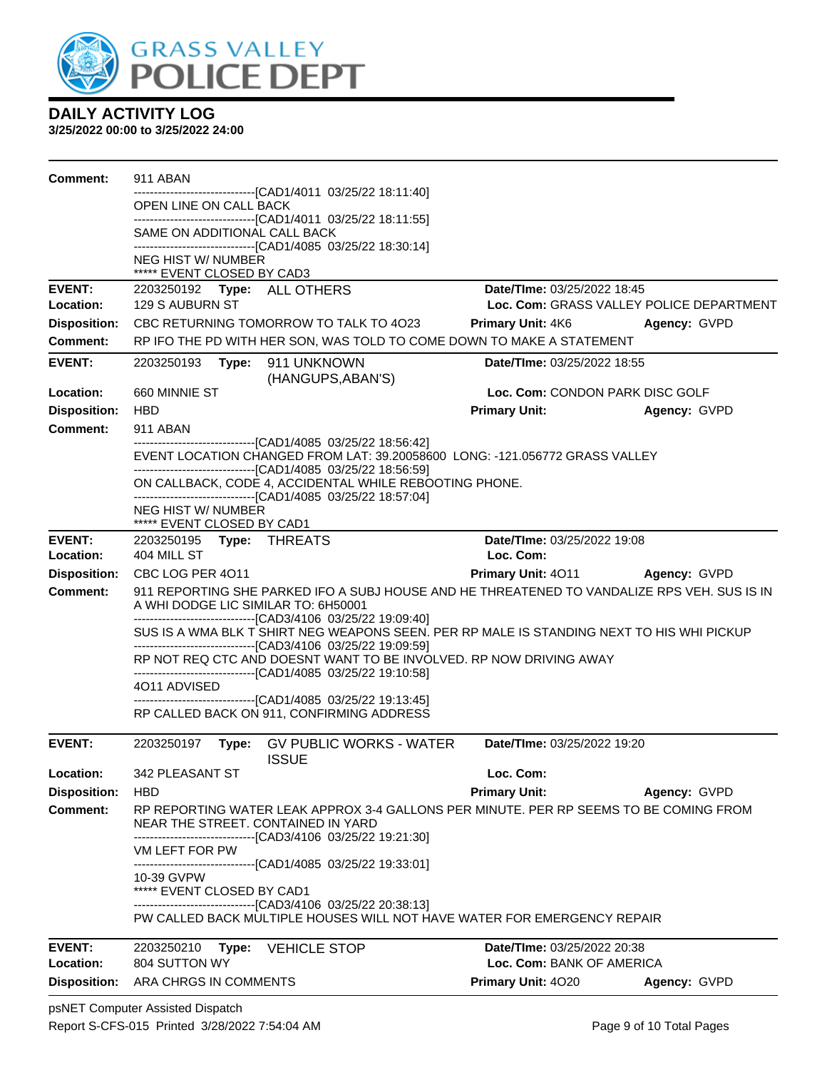**DAILY ACTIVITY LOG**

**3/25/2022 00:00 to 3/25/2022 24:00**

**Comment:** 911 ABAN
------------------------------[CAD1/4011 03/25/22 18:11:40]
OPEN LINE ON CALL BACK
------------------------------[CAD1/4011 03/25/22 18:11:55]
SAME ON ADDITIONAL CALL BACK
------------------------------[CAD1/4085 03/25/22 18:30:14]
NEG HIST W/ NUMBER
***** EVENT CLOSED BY CAD3

---

**EVENT:** 2203250192 **Type:** ALL OTHERS **Date/TIme:** 03/25/2022 18:45
**Location:** 129 S AUBURN ST **Loc. Com:** GRASS VALLEY POLICE DEPARTMENT
**Disposition:** CBC RETURNING TOMORROW TO TALK TO 4O23 **Primary Unit:** 4K6 **Agency:** GVPD
**Comment:** RP IFO THE PD WITH HER SON, WAS TOLD TO COME DOWN TO MAKE A STATEMENT

---

**EVENT:** 2203250193 **Type:** 911 UNKNOWN (HANGUPS,ABAN'S) **Date/TIme:** 03/25/2022 18:55
**Location:** 660 MINNIE ST **Loc. Com:** CONDON PARK DISC GOLF
**Disposition:** HBD **Primary Unit:** **Agency:** GVPD
**Comment:** 911 ABAN
------------------------------[CAD1/4085 03/25/22 18:56:42]
EVENT LOCATION CHANGED FROM LAT: 39.20058600 LONG: -121.056772 GRASS VALLEY
------------------------------[CAD1/4085 03/25/22 18:56:59]
ON CALLBACK, CODE 4, ACCIDENTAL WHILE REBOOTING PHONE.
------------------------------[CAD1/4085 03/25/22 18:57:04]
NEG HIST W/ NUMBER
***** EVENT CLOSED BY CAD1

---

**EVENT:** 2203250195 **Type:** THREATS **Date/TIme:** 03/25/2022 19:08
**Location:** 404 MILL ST **Loc. Com:**
**Disposition:** CBC LOG PER 4O11 **Primary Unit:** 4O11 **Agency:** GVPD
**Comment:** 911 REPORTING SHE PARKED IFO A SUBJ HOUSE AND HE THREATENED TO VANDALIZE RPS VEH. SUS IS IN A WHI DODGE LIC SIMILAR TO: 6H50001
------------------------------[CAD3/4106 03/25/22 19:09:40]
SUS IS A WMA BLK T SHIRT NEG WEAPONS SEEN. PER RP MALE IS STANDING NEXT TO HIS WHI PICKUP
------------------------------[CAD3/4106 03/25/22 19:09:59]
RP NOT REQ CTC AND DOESNT WANT TO BE INVOLVED. RP NOW DRIVING AWAY
------------------------------[CAD1/4085 03/25/22 19:10:58]
4O11 ADVISED
------------------------------[CAD1/4085 03/25/22 19:13:45]
RP CALLED BACK ON 911, CONFIRMING ADDRESS

---

**EVENT:** 2203250197 **Type:** GV PUBLIC WORKS - WATER ISSUE **Date/TIme:** 03/25/2022 19:20
**Location:** 342 PLEASANT ST **Loc. Com:**
**Disposition:** HBD **Primary Unit:** **Agency:** GVPD
**Comment:** RP REPORTING WATER LEAK APPROX 3-4 GALLONS PER MINUTE. PER RP SEEMS TO BE COMING FROM NEAR THE STREET. CONTAINED IN YARD
------------------------------[CAD3/4106 03/25/22 19:21:30]
VM LEFT FOR PW
------------------------------[CAD1/4085 03/25/22 19:33:01]
10-39 GVPW
***** EVENT CLOSED BY CAD1
------------------------------[CAD3/4106 03/25/22 20:38:13]
PW CALLED BACK MULTIPLE HOUSES WILL NOT HAVE WATER FOR EMERGENCY REPAIR

---

**EVENT:** 2203250210 **Type:** VEHICLE STOP **Date/TIme:** 03/25/2022 20:38
**Location:** 804 SUTTON WY **Loc. Com:** BANK OF AMERICA
**Disposition:** ARA CHRGS IN COMMENTS **Primary Unit:** 4O20 **Agency:** GVPD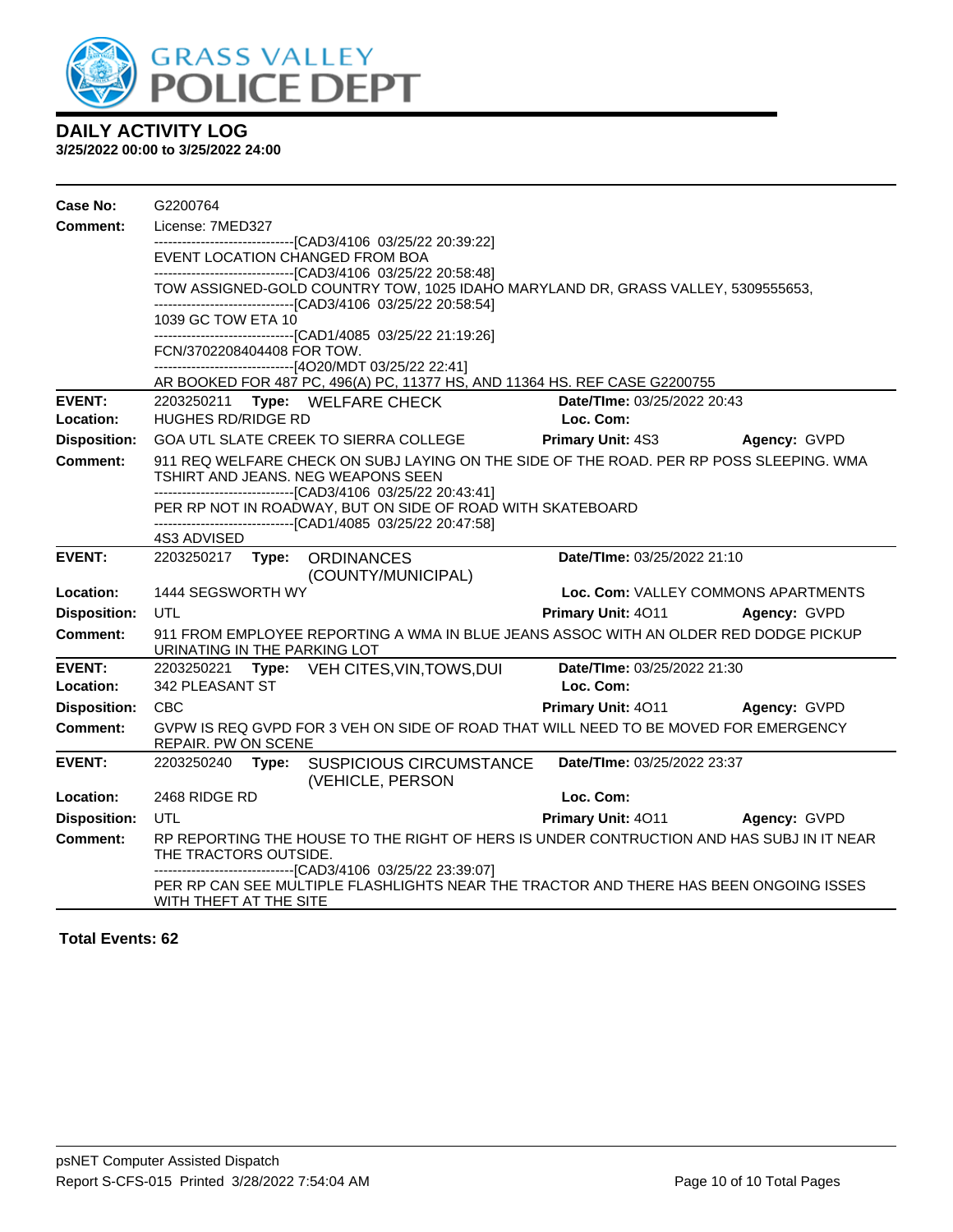# GRASS VALLEY POLICE DEPT

## DAILY ACTIVITY LOG

**3/25/2022 00:00 to 3/25/2022 24:00**

| | | | |
|---|---|---|---|
| **Case No:** | G2200764 | | |
| **Comment:** | License: 7MED327<br>------------------------------[CAD3/4106 03/25/22 20:39:22]<br>EVENT LOCATION CHANGED FROM BOA<br>------------------------------[CAD3/4106 03/25/22 20:58:48]<br>TOW ASSIGNED-GOLD COUNTRY TOW, 1025 IDAHO MARYLAND DR, GRASS VALLEY, 5309555653,<br>------------------------------[CAD3/4106 03/25/22 20:58:54]<br>1039 GC TOW ETA 10<br>------------------------------[CAD1/4085 03/25/22 21:19:26]<br>FCN/3702208404408 FOR TOW.<br>------------------------------[4O20/MDT 03/25/22 22:41]<br>AR BOOKED FOR 487 PC, 496(A) PC, 11377 HS, AND 11364 HS. REF CASE G2200755 | | |

| | | | |
|---|---|---|---|
| **EVENT:** | 2203250211 **Type:** WELFARE CHECK | **Date/TIme:** 03/25/2022 20:43 | |
| **Location:** | HUGHES RD/RIDGE RD | **Loc. Com:** | |
| **Disposition:** | GOA UTL SLATE CREEK TO SIERRA COLLEGE | **Primary Unit:** 4S3 | **Agency:** GVPD |
| **Comment:** | 911 REQ WELFARE CHECK ON SUBJ LAYING ON THE SIDE OF THE ROAD. PER RP POSS SLEEPING. WMA TSHIRT AND JEANS. NEG WEAPONS SEEN<br>------------------------------[CAD3/4106 03/25/22 20:43:41]<br>PER RP NOT IN ROADWAY, BUT ON SIDE OF ROAD WITH SKATEBOARD<br>------------------------------[CAD1/4085 03/25/22 20:47:58]<br>4S3 ADVISED | | |

| | | | |
|---|---|---|---|
| **EVENT:** | 2203250217 **Type:** ORDINANCES (COUNTY/MUNICIPAL) | **Date/TIme:** 03/25/2022 21:10 | |
| **Location:** | 1444 SEGSWORTH WY | **Loc. Com:** VALLEY COMMONS APARTMENTS | |
| **Disposition:** | UTL | **Primary Unit:** 4O11 | **Agency:** GVPD |
| **Comment:** | 911 FROM EMPLOYEE REPORTING A WMA IN BLUE JEANS ASSOC WITH AN OLDER RED DODGE PICKUP URINATING IN THE PARKING LOT | | |

| | | | |
|---|---|---|---|
| **EVENT:** | 2203250221 **Type:** VEH CITES,VIN,TOWS,DUI | **Date/TIme:** 03/25/2022 21:30 | |
| **Location:** | 342 PLEASANT ST | **Loc. Com:** | |
| **Disposition:** | CBC | **Primary Unit:** 4O11 | **Agency:** GVPD |
| **Comment:** | GVPW IS REQ GVPD FOR 3 VEH ON SIDE OF ROAD THAT WILL NEED TO BE MOVED FOR EMERGENCY REPAIR. PW ON SCENE | | |

| | | | |
|---|---|---|---|
| **EVENT:** | 2203250240 **Type:** SUSPICIOUS CIRCUMSTANCE (VEHICLE, PERSON | **Date/TIme:** 03/25/2022 23:37 | |
| **Location:** | 2468 RIDGE RD | **Loc. Com:** | |
| **Disposition:** | UTL | **Primary Unit:** 4O11 | **Agency:** GVPD |
| **Comment:** | RP REPORTING THE HOUSE TO THE RIGHT OF HERS IS UNDER CONTRUCTION AND HAS SUBJ IN IT NEAR THE TRACTORS OUTSIDE.<br>------------------------------[CAD3/4106 03/25/22 23:39:07]<br>PER RP CAN SEE MULTIPLE FLASHLIGHTS NEAR THE TRACTOR AND THERE HAS BEEN ONGOING ISSES WITH THEFT AT THE SITE | | |

**Total Events: 62**

psNET Computer Assisted Dispatch

Report S-CFS-015 Printed 3/28/2022 7:54:04 AM